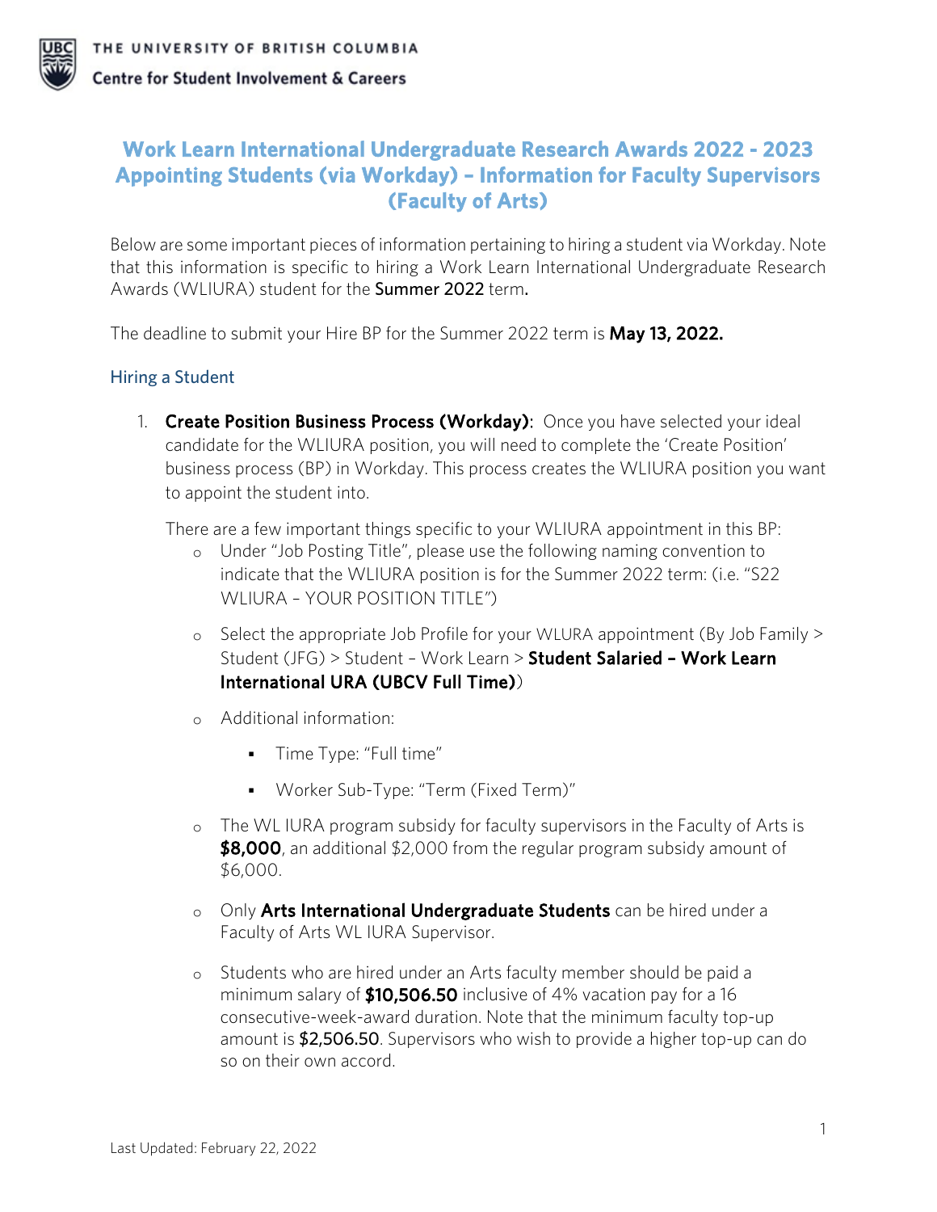THE UNIVERSITY OF BRITISH COLUMBIA

Centre for Student Involvement & Careers

# Work Learn International Undergraduate Research Awards 2022 - 2023 Appointing Students (via Workday) – Information for Faculty Supervisors (Faculty of Arts)

Below are some important pieces of information pertaining to hiring a student via Workday. Note that this information is specific to hiring a Work Learn International Undergraduate Research Awards (WLIURA) student for the **Summer 2022** term.

The deadline to submit your Hire BP for the Summer 2022 term is **May 13, 2022.**

## Hiring a Student

1. **Create Position Business Process (Workday):** Once you have selected your ideal candidate for the WLIURA position, you will need to complete the 'Create Position' business process (BP) in Workday. This process creates the WLIURA position you want to appoint the student into.

   There are a few important things specific to your WLIURA appointment in this BP:
   - Under "Job Posting Title", please use the following naming convention to indicate that the WLIURA position is for the Summer 2022 term: (i.e. "S22 WLIURA – YOUR POSITION TITLE")
   - Select the appropriate Job Profile for your WLURA appointment (By Job Family > Student (JFG) > Student – Work Learn > **Student Salaried – Work Learn International URA (UBCV Full Time)**)
   - Additional information:
     - Time Type: "Full time"
     - Worker Sub-Type: "Term (Fixed Term)"
   - The WL IURA program subsidy for faculty supervisors in the Faculty of Arts is **$8,000**, an additional $2,000 from the regular program subsidy amount of $6,000.
   - Only **Arts International Undergraduate Students** can be hired under a Faculty of Arts WL IURA Supervisor.
   - Students who are hired under an Arts faculty member should be paid a minimum salary of **$10,506.50** inclusive of 4% vacation pay for a 16 consecutive-week-award duration. Note that the minimum faculty top-up amount is **$2,506.50**. Supervisors who wish to provide a higher top-up can do so on their own accord.

Last Updated: February 22, 2022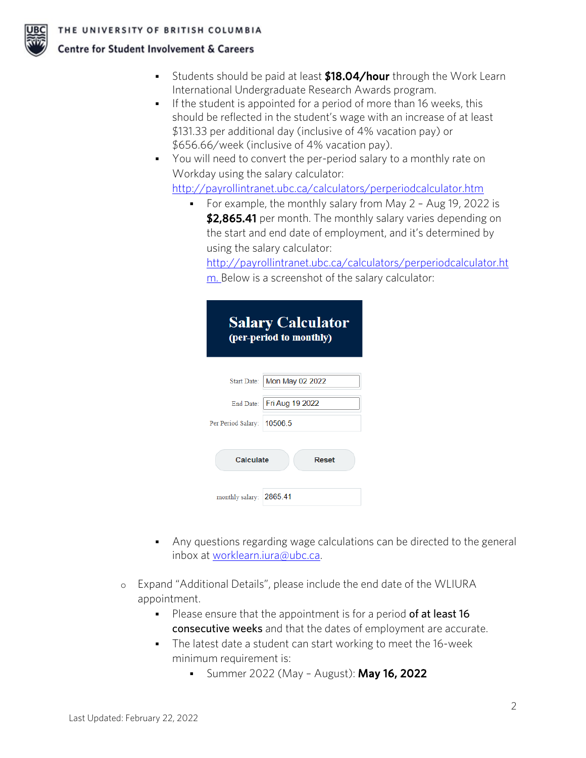- Students should be paid at least **$18.04/hour** through the Work Learn International Undergraduate Research Awards program.
- If the student is appointed for a period of more than 16 weeks, this should be reflected in the student's wage with an increase of at least $131.33 per additional day (inclusive of 4% vacation pay) or $656.66/week (inclusive of 4% vacation pay).
- You will need to convert the per-period salary to a monthly rate on Workday using the salary calculator: http://payrollintranet.ubc.ca/calculators/perperiodcalculator.htm
  - For example, the monthly salary from May 2 – Aug 19, 2022 is **$2,865.41** per month. The monthly salary varies depending on the start and end date of employment, and it's determined by using the salary calculator: http://payrollintranet.ubc.ca/calculators/perperiodcalculator.htm. Below is a screenshot of the salary calculator:

**Salary Calculator**
**(per-period to monthly)**

| | |
|---|---|
| Start Date: | Mon May 02 2022 |
| End Date: | Fri Aug 19 2022 |
| Per Period Salary: | 10506.5 |

Calculate Reset

| | |
|---|---|
| monthly salary: | 2865.41 |

- Any questions regarding wage calculations can be directed to the general inbox at worklearn.iura@ubc.ca.

- Expand "Additional Details", please include the end date of the WLIURA appointment.
  - Please ensure that the appointment is for a period **of at least 16 consecutive weeks** and that the dates of employment are accurate.
  - The latest date a student can start working to meet the 16-week minimum requirement is:
    - Summer 2022 (May – August): **May 16, 2022**

Last Updated: February 22, 2022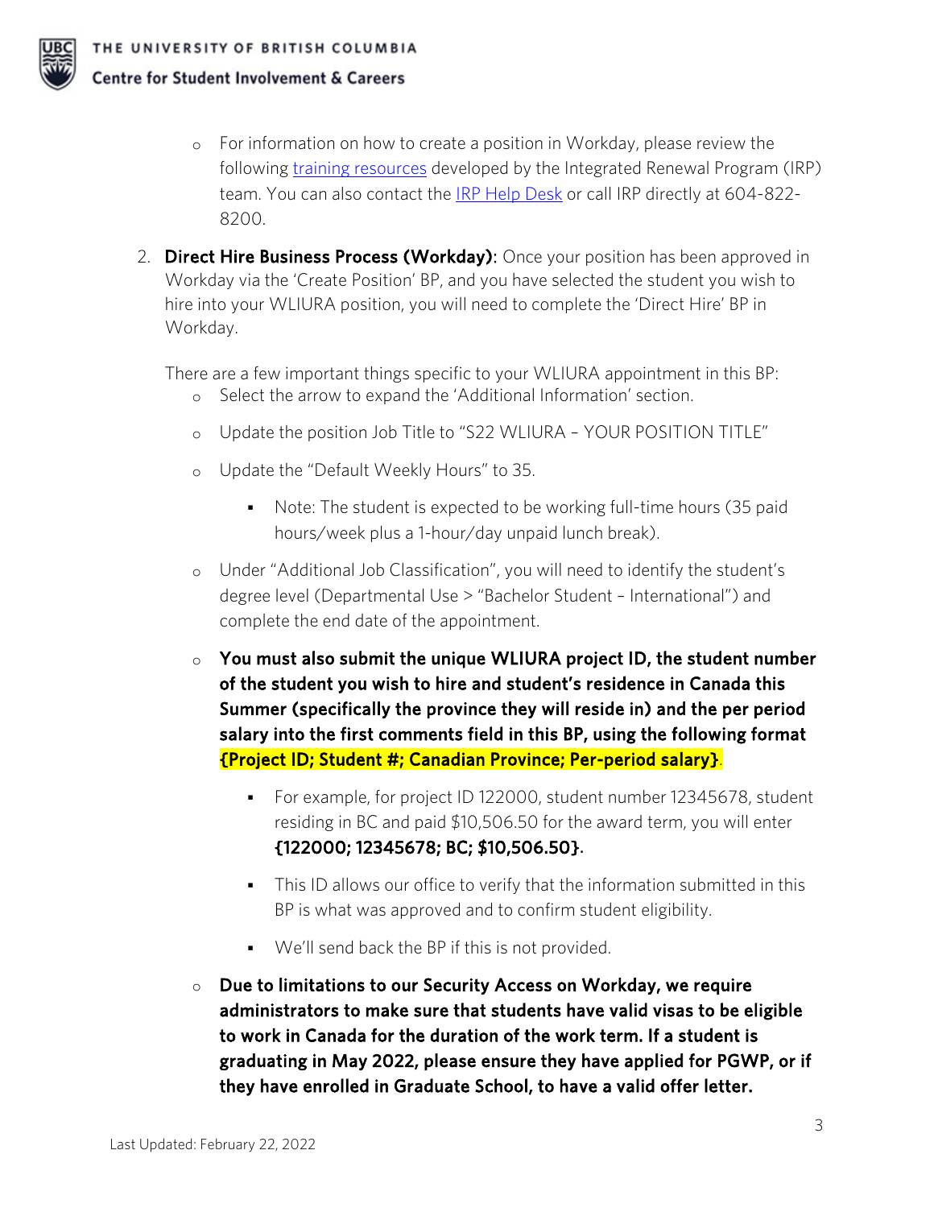- For information on how to create a position in Workday, please review the following [training resources]() developed by the Integrated Renewal Program (IRP) team. You can also contact the [IRP Help Desk]() or call IRP directly at 604-822-8200.

2. **Direct Hire Business Process (Workday):** Once your position has been approved in Workday via the 'Create Position' BP, and you have selected the student you wish to hire into your WLIURA position, you will need to complete the 'Direct Hire' BP in Workday.

   There are a few important things specific to your WLIURA appointment in this BP:

   - Select the arrow to expand the 'Additional Information' section.
   - Update the position Job Title to "S22 WLIURA – YOUR POSITION TITLE"
   - Update the "Default Weekly Hours" to 35.
     - Note: The student is expected to be working full-time hours (35 paid hours/week plus a 1-hour/day unpaid lunch break).
   - Under "Additional Job Classification", you will need to identify the student's degree level (Departmental Use > "Bachelor Student – International") and complete the end date of the appointment.
   - **You must also submit the unique WLIURA project ID, the student number of the student you wish to hire and student's residence in Canada this Summer (specifically the province they will reside in) and the per period salary into the first comments field in this BP, using the following format {Project ID; Student #; Canadian Province; Per-period salary}**.
     - For example, for project ID 122000, student number 12345678, student residing in BC and paid $10,506.50 for the award term, you will enter **{122000; 12345678; BC; $10,506.50}**.
     - This ID allows our office to verify that the information submitted in this BP is what was approved and to confirm student eligibility.
     - We'll send back the BP if this is not provided.
   - **Due to limitations to our Security Access on Workday, we require administrators to make sure that students have valid visas to be eligible to work in Canada for the duration of the work term. If a student is graduating in May 2022, please ensure they have applied for PGWP, or if they have enrolled in Graduate School, to have a valid offer letter.**

Last Updated: February 22, 2022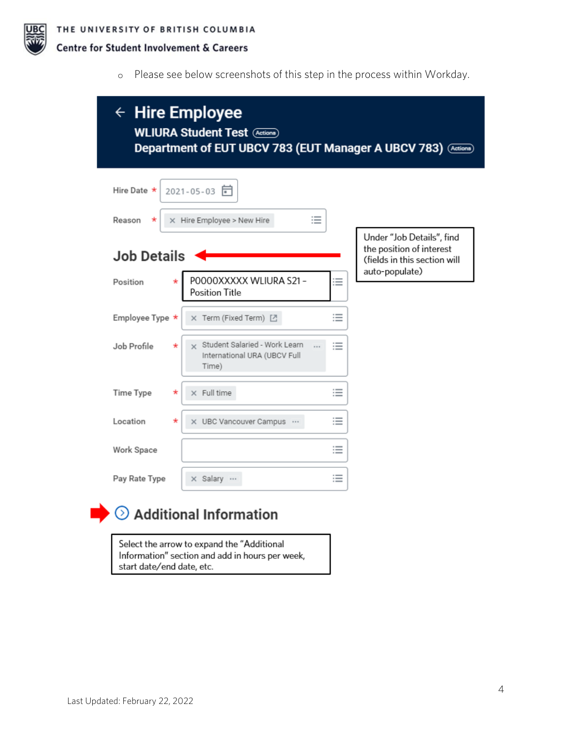- Please see below screenshots of this step in the process within Workday.

**Hire Employee**

**WLIURA Student Test** (Actions)

**Department of EUT UBCV 783 (EUT Manager A UBCV 783)** (Actions)

Hire Date * 2021-05-03

Reason * Hire Employee > New Hire

## Job Details

Under "Job Details", find the position of interest (fields in this section will auto-populate)

| Field | Value |
| --- | --- |
| Position * | P0000XXXXX WLIURA S21 – Position Title |
| Employee Type * | Term (Fixed Term) |
| Job Profile * | Student Salaried - Work Learn International URA (UBCV Full Time) |
| Time Type * | Full time |
| Location * | UBC Vancouver Campus |
| Work Space | |
| Pay Rate Type | Salary |

## Additional Information

Select the arrow to expand the "Additional Information" section and add in hours per week, start date/end date, etc.

Last Updated: February 22, 2022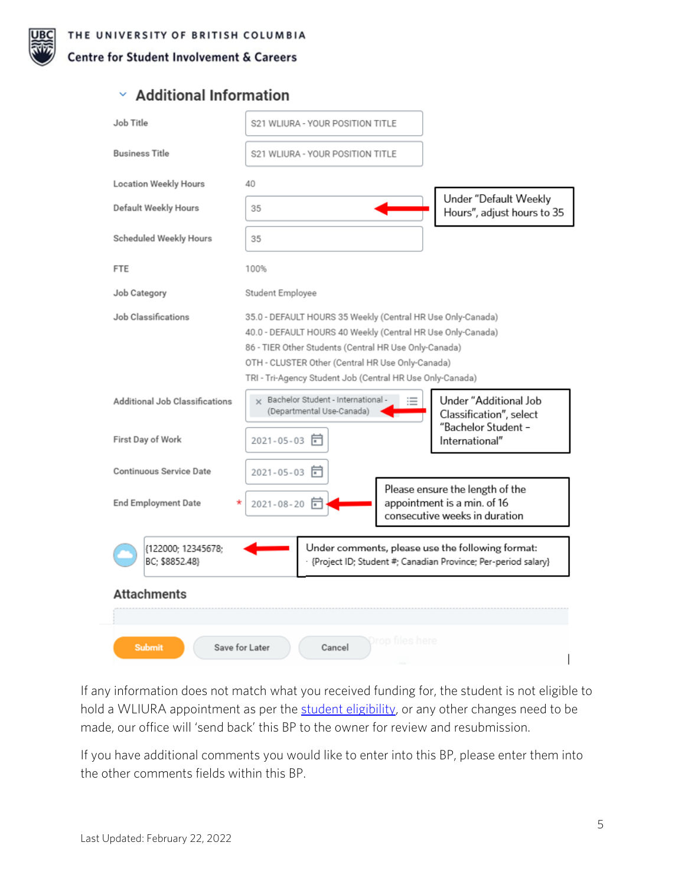## Additional Information

| Field | Value |
| --- | --- |
| Job Title | S21 WLIURA - YOUR POSITION TITLE |
| Business Title | S21 WLIURA - YOUR POSITION TITLE |
| Location Weekly Hours | 40 |
| Default Weekly Hours | 35 |
| Scheduled Weekly Hours | 35 |
| FTE | 100% |
| Job Category | Student Employee |
| Job Classifications | 35.0 - DEFAULT HOURS 35 Weekly (Central HR Use Only-Canada)<br>40.0 - DEFAULT HOURS 40 Weekly (Central HR Use Only-Canada)<br>86 - TIER Other Students (Central HR Use Only-Canada)<br>OTH - CLUSTER Other (Central HR Use Only-Canada)<br>TRI - Tri-Agency Student Job (Central HR Use Only-Canada) |
| Additional Job Classifications | Bachelor Student - International - (Departmental Use-Canada) |
| First Day of Work | 2021-05-03 |
| Continuous Service Date | 2021-05-03 |
| End Employment Date * | 2021-08-20 |

Under "Default Weekly Hours", adjust hours to 35

Under "Additional Job Classification", select "Bachelor Student – International"

Please ensure the length of the appointment is a min. of 16 consecutive weeks in duration

{122000; 12345678; BC; $8852.48}

Under comments, please use the following format: {Project ID; Student #; Canadian Province; Per-period salary}

**Attachments**

Drop files here

Submit | Save for Later | Cancel

If any information does not match what you received funding for, the student is not eligible to hold a WLIURA appointment as per the student eligibility, or any other changes need to be made, our office will 'send back' this BP to the owner for review and resubmission.

If you have additional comments you would like to enter into this BP, please enter them into the other comments fields within this BP.

Last Updated: February 22, 2022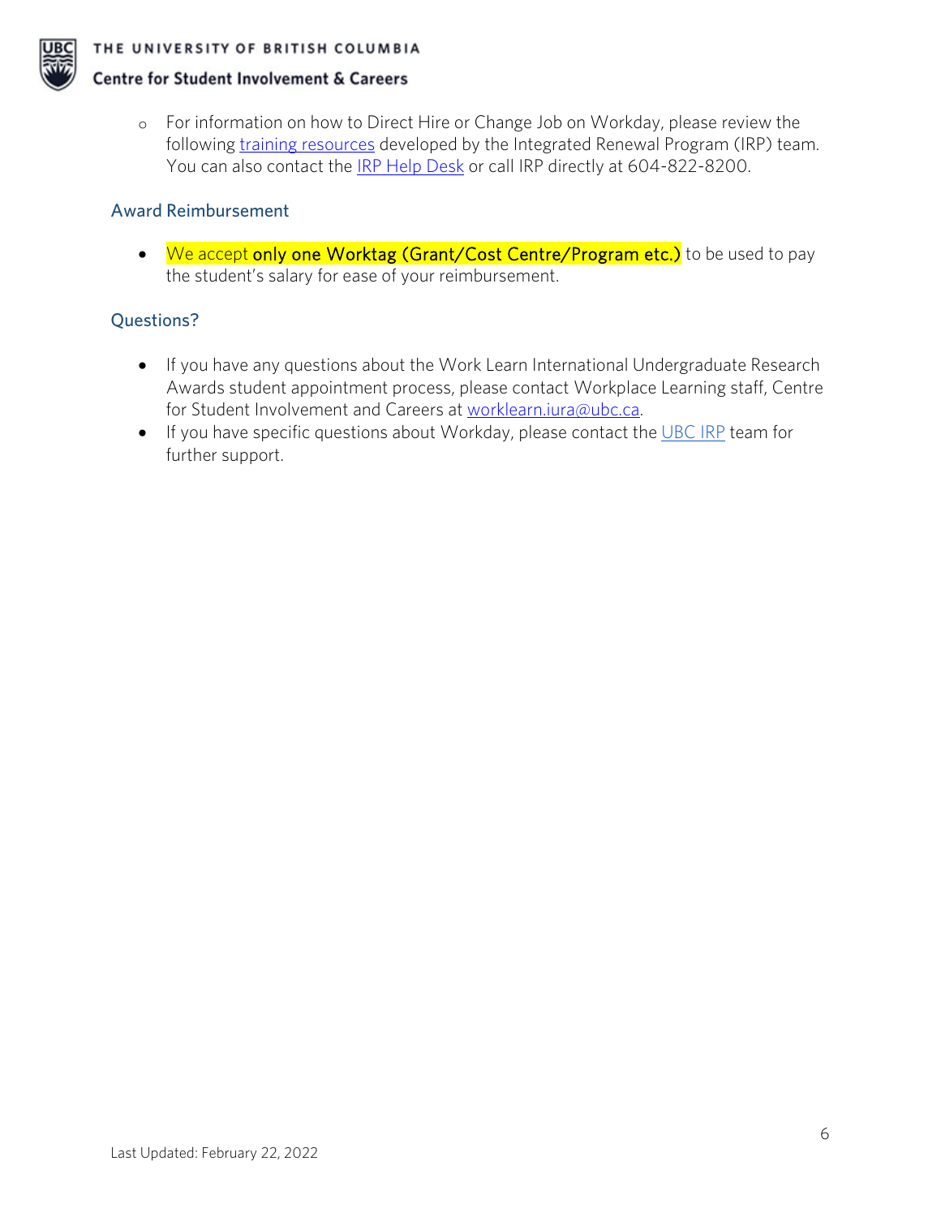- For information on how to Direct Hire or Change Job on Workday, please review the following [training resources] developed by the Integrated Renewal Program (IRP) team. You can also contact the [IRP Help Desk] or call IRP directly at 604-822-8200.

## Award Reimbursement

- We accept **only one Worktag (Grant/Cost Centre/Program etc.)** to be used to pay the student's salary for ease of your reimbursement.

## Questions?

- If you have any questions about the Work Learn International Undergraduate Research Awards student appointment process, please contact Workplace Learning staff, Centre for Student Involvement and Careers at worklearn.iura@ubc.ca.
- If you have specific questions about Workday, please contact the [UBC IRP] team for further support.

Last Updated: February 22, 2022